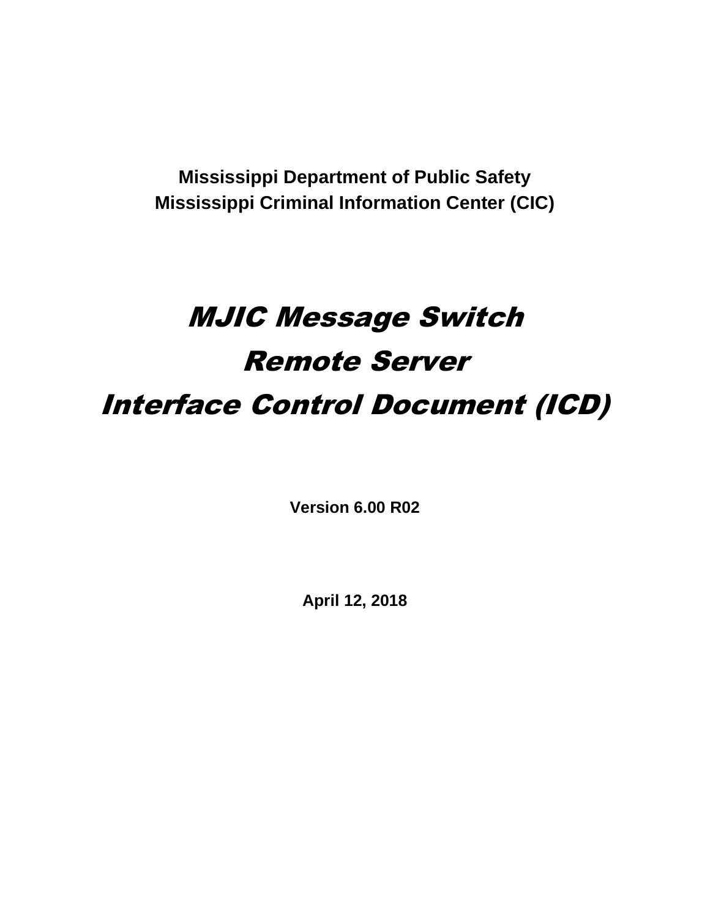**Mississippi Department of Public Safety**
**Mississippi Criminal Information Center (CIC)**

# *MJIC Message Switch*
# *Remote Server*
# *Interface Control Document (ICD)*

**Version 6.00 R02**

**April 12, 2018**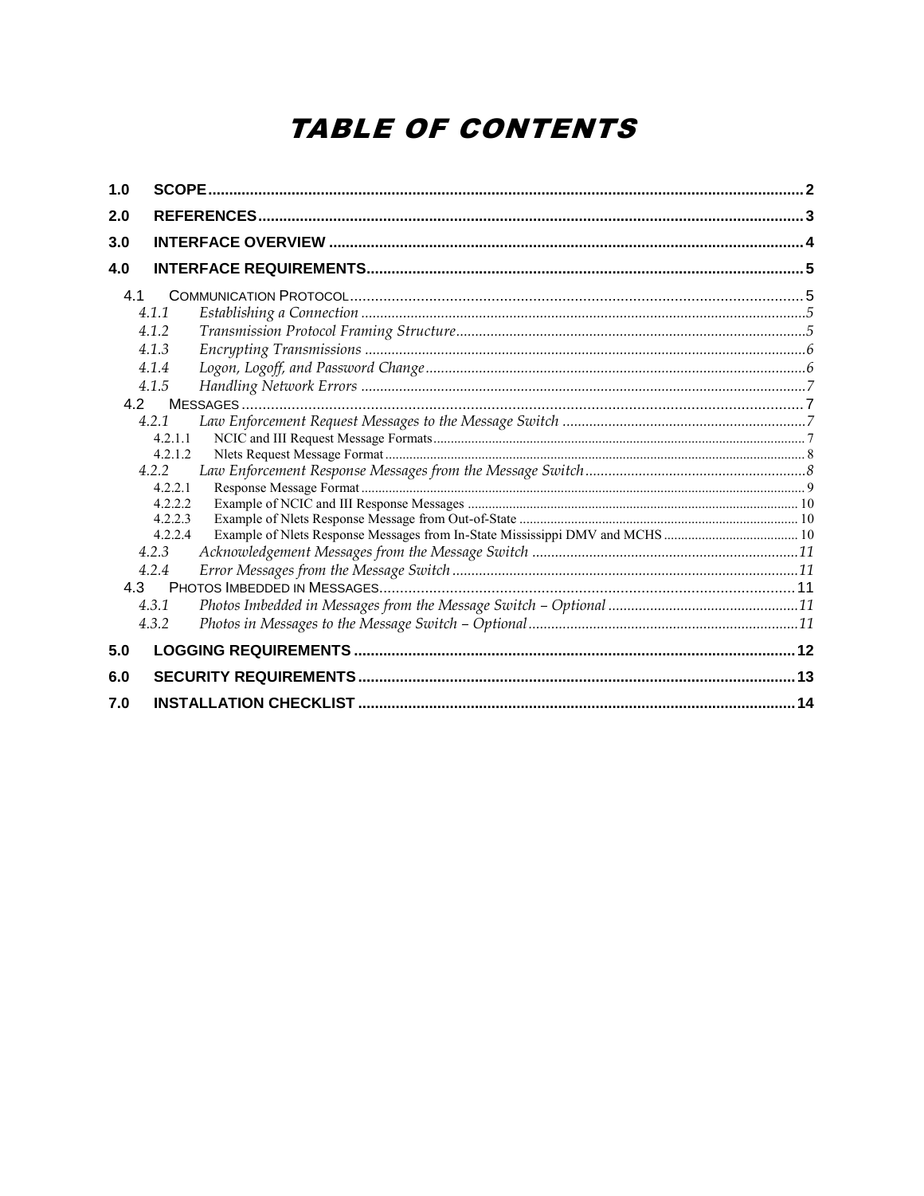# TABLE OF CONTENTS

**1.0 SCOPE** .......... 2

**2.0 REFERENCES** .......... 3

**3.0 INTERFACE OVERVIEW** .......... 4

**4.0 INTERFACE REQUIREMENTS** .......... 5

- 4.1 COMMUNICATION PROTOCOL .......... 5
  - *4.1.1 Establishing a Connection* .......... 5
  - *4.1.2 Transmission Protocol Framing Structure* .......... 5
  - *4.1.3 Encrypting Transmissions* .......... 6
  - *4.1.4 Logon, Logoff, and Password Change* .......... 6
  - *4.1.5 Handling Network Errors* .......... 7
- 4.2 MESSAGES .......... 7
  - *4.2.1 Law Enforcement Request Messages to the Message Switch* .......... 7
    - 4.2.1.1 NCIC and III Request Message Formats .......... 7
    - 4.2.1.2 Nlets Request Message Format .......... 8
  - *4.2.2 Law Enforcement Response Messages from the Message Switch* .......... 8
    - 4.2.2.1 Response Message Format .......... 9
    - 4.2.2.2 Example of NCIC and III Response Messages .......... 10
    - 4.2.2.3 Example of Nlets Response Message from Out-of-State .......... 10
    - 4.2.2.4 Example of Nlets Response Messages from In-State Mississippi DMV and MCHS .......... 10
  - *4.2.3 Acknowledgement Messages from the Message Switch* .......... 11
  - *4.2.4 Error Messages from the Message Switch* .......... 11
- 4.3 PHOTOS IMBEDDED IN MESSAGES .......... 11
  - *4.3.1 Photos Imbedded in Messages from the Message Switch – Optional* .......... 11
  - *4.3.2 Photos in Messages to the Message Switch – Optional* .......... 11

**5.0 LOGGING REQUIREMENTS** .......... 12

**6.0 SECURITY REQUIREMENTS** .......... 13

**7.0 INSTALLATION CHECKLIST** .......... 14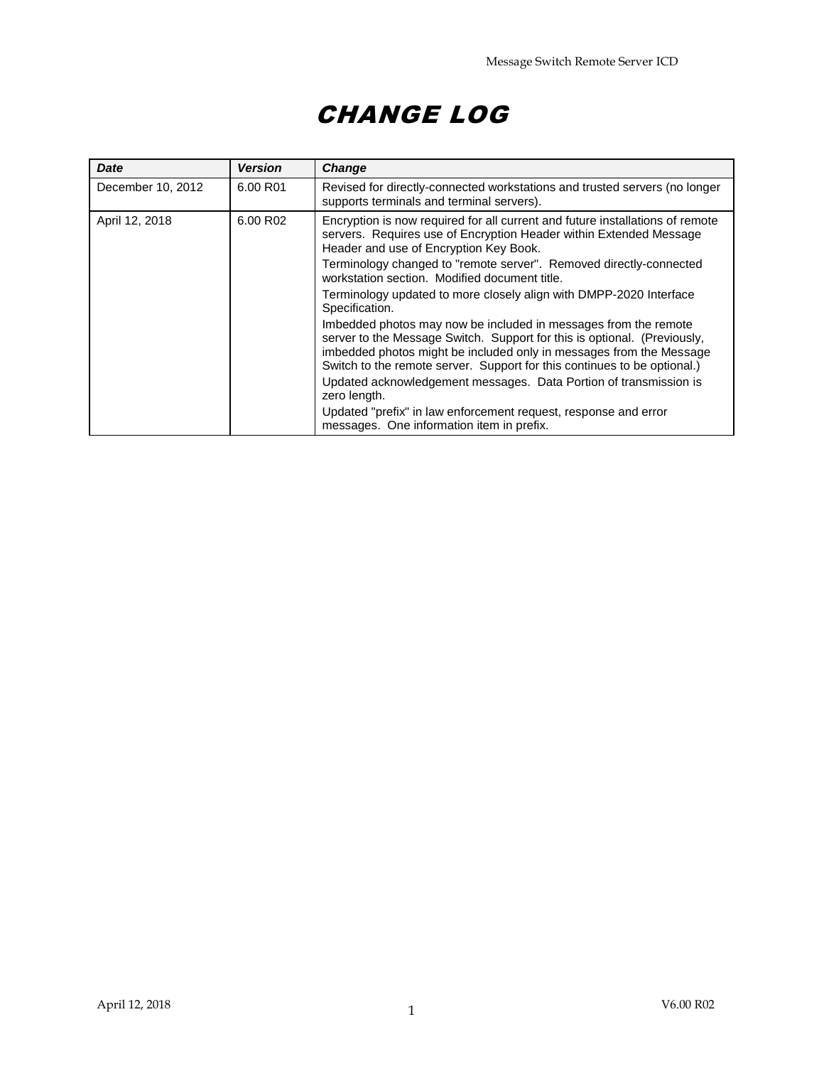# CHANGE LOG

| Date | Version | Change |
| --- | --- | --- |
| December 10, 2012 | 6.00 R01 | Revised for directly-connected workstations and trusted servers (no longer supports terminals and terminal servers). |
| April 12, 2018 | 6.00 R02 | Encryption is now required for all current and future installations of remote servers. Requires use of Encryption Header within Extended Message Header and use of Encryption Key Book.<br>Terminology changed to "remote server". Removed directly-connected workstation section. Modified document title.<br>Terminology updated to more closely align with DMPP-2020 Interface Specification.<br>Imbedded photos may now be included in messages from the remote server to the Message Switch. Support for this is optional. (Previously, imbedded photos might be included only in messages from the Message Switch to the remote server. Support for this continues to be optional.)<br>Updated acknowledgement messages. Data Portion of transmission is zero length.<br>Updated "prefix" in law enforcement request, response and error messages. One information item in prefix. |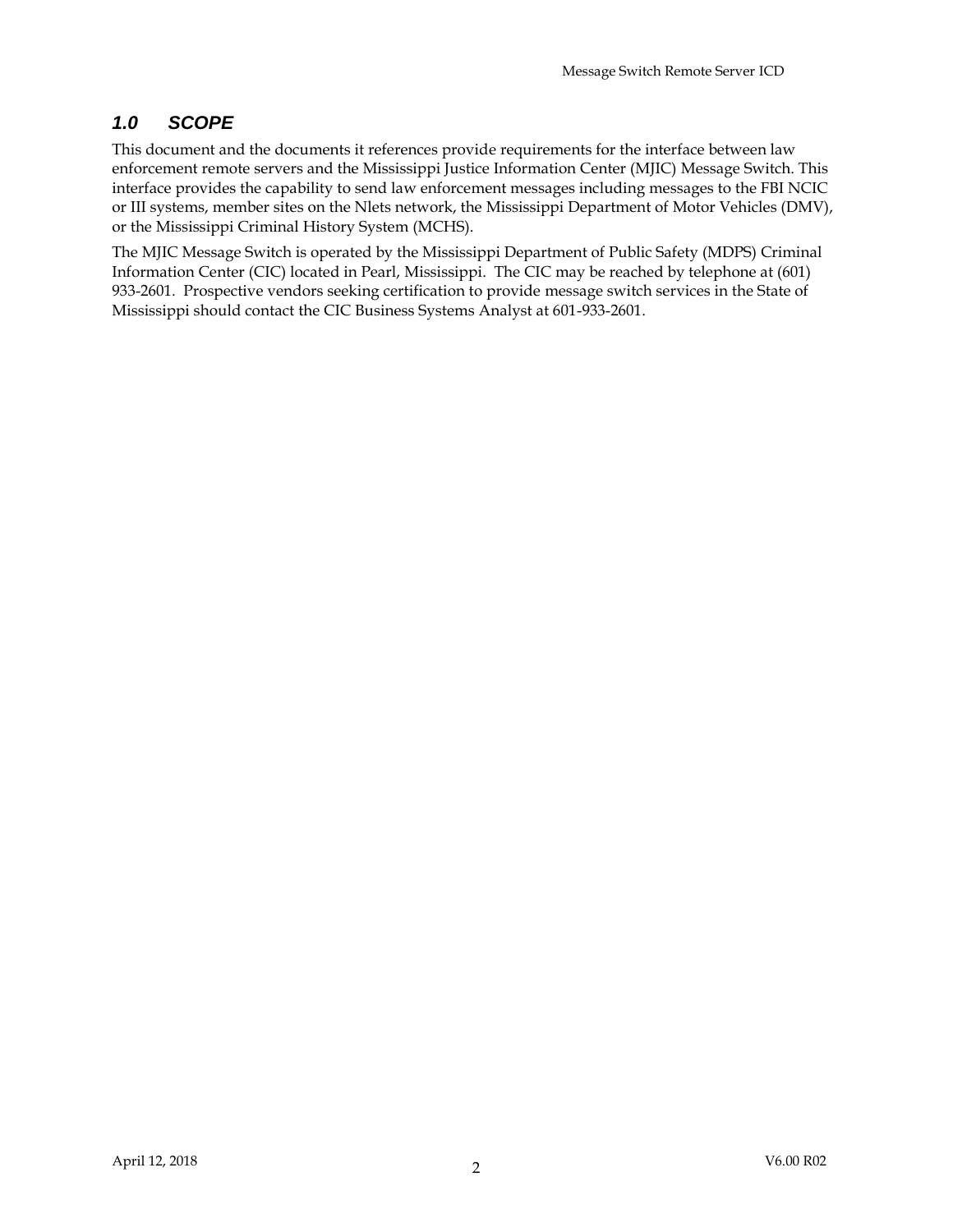## *1.0 SCOPE*

This document and the documents it references provide requirements for the interface between law enforcement remote servers and the Mississippi Justice Information Center (MJIC) Message Switch. This interface provides the capability to send law enforcement messages including messages to the FBI NCIC or III systems, member sites on the Nlets network, the Mississippi Department of Motor Vehicles (DMV), or the Mississippi Criminal History System (MCHS).

The MJIC Message Switch is operated by the Mississippi Department of Public Safety (MDPS) Criminal Information Center (CIC) located in Pearl, Mississippi. The CIC may be reached by telephone at (601) 933-2601. Prospective vendors seeking certification to provide message switch services in the State of Mississippi should contact the CIC Business Systems Analyst at 601-933-2601.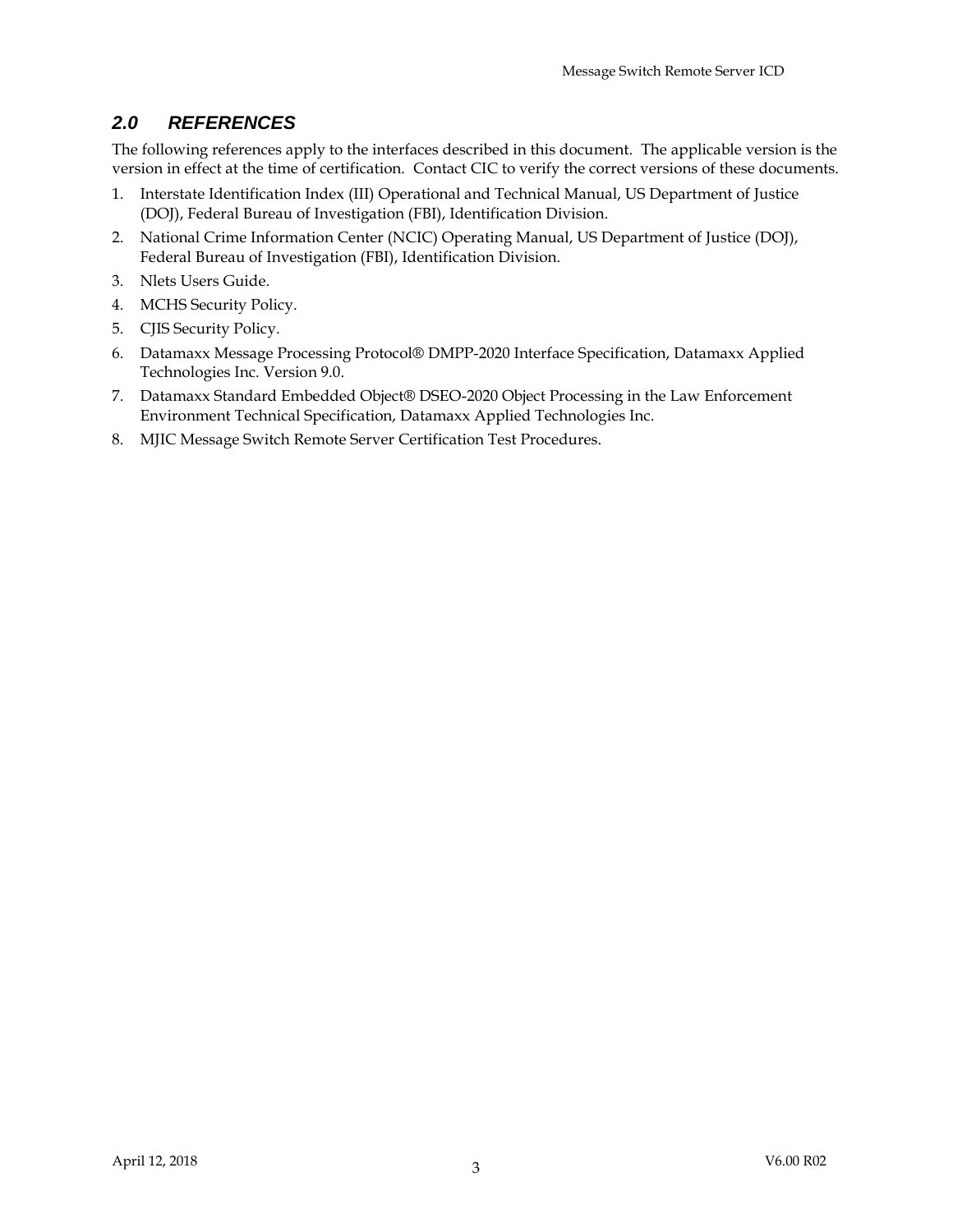## *2.0 REFERENCES*

The following references apply to the interfaces described in this document. The applicable version is the version in effect at the time of certification. Contact CIC to verify the correct versions of these documents.

1. Interstate Identification Index (III) Operational and Technical Manual, US Department of Justice (DOJ), Federal Bureau of Investigation (FBI), Identification Division.
2. National Crime Information Center (NCIC) Operating Manual, US Department of Justice (DOJ), Federal Bureau of Investigation (FBI), Identification Division.
3. Nlets Users Guide.
4. MCHS Security Policy.
5. CJIS Security Policy.
6. Datamaxx Message Processing Protocol® DMPP-2020 Interface Specification, Datamaxx Applied Technologies Inc. Version 9.0.
7. Datamaxx Standard Embedded Object® DSEO-2020 Object Processing in the Law Enforcement Environment Technical Specification, Datamaxx Applied Technologies Inc.
8. MJIC Message Switch Remote Server Certification Test Procedures.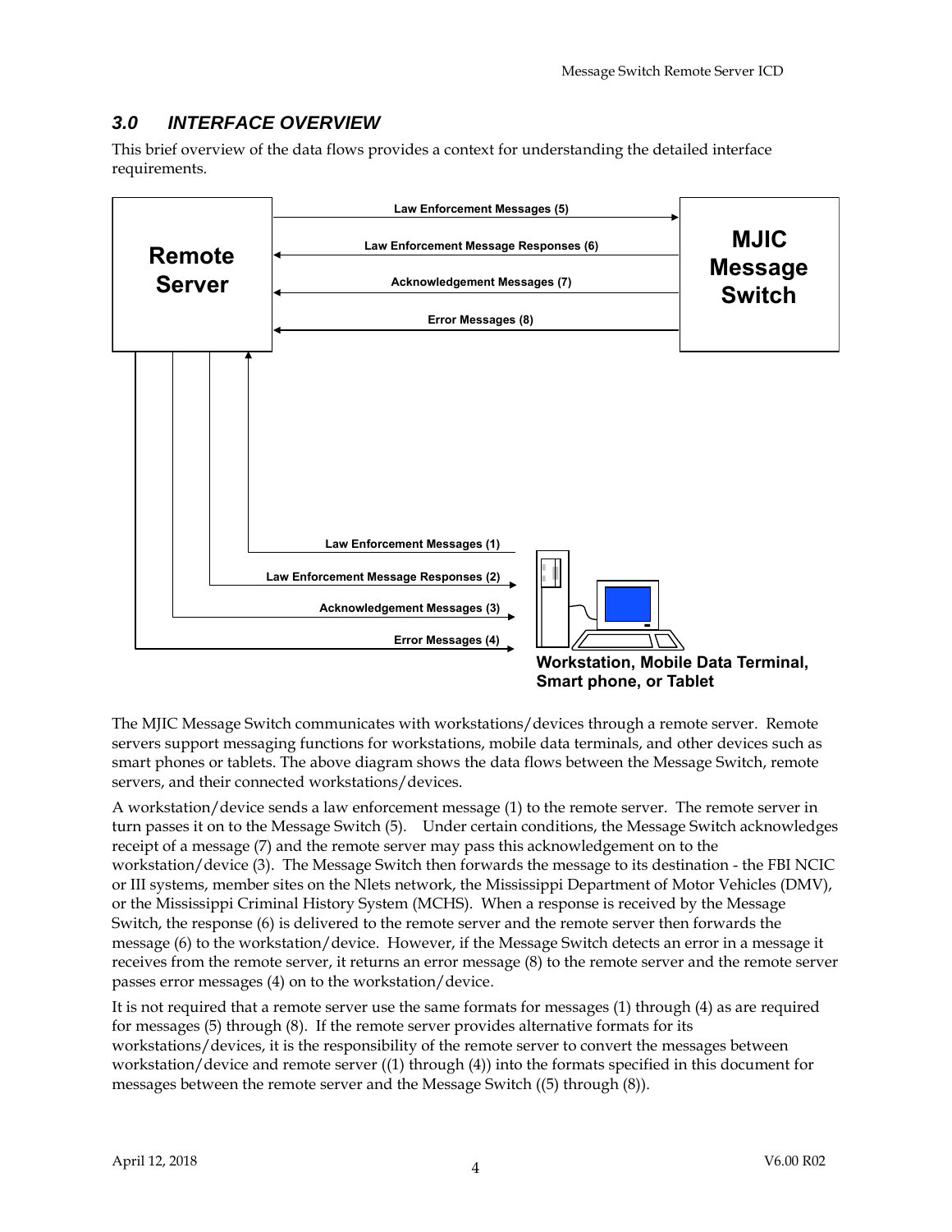## 3.0 INTERFACE OVERVIEW

This brief overview of the data flows provides a context for understanding the detailed interface requirements.

The MJIC Message Switch communicates with workstations/devices through a remote server. Remote servers support messaging functions for workstations, mobile data terminals, and other devices such as smart phones or tablets. The above diagram shows the data flows between the Message Switch, remote servers, and their connected workstations/devices.

A workstation/device sends a law enforcement message (1) to the remote server. The remote server in turn passes it on to the Message Switch (5). Under certain conditions, the Message Switch acknowledges receipt of a message (7) and the remote server may pass this acknowledgement on to the workstation/device (3). The Message Switch then forwards the message to its destination - the FBI NCIC or III systems, member sites on the Nlets network, the Mississippi Department of Motor Vehicles (DMV), or the Mississippi Criminal History System (MCHS). When a response is received by the Message Switch, the response (6) is delivered to the remote server and the remote server then forwards the message (6) to the workstation/device. However, if the Message Switch detects an error in a message it receives from the remote server, it returns an error message (8) to the remote server and the remote server passes error messages (4) on to the workstation/device.

It is not required that a remote server use the same formats for messages (1) through (4) as are required for messages (5) through (8). If the remote server provides alternative formats for its workstations/devices, it is the responsibility of the remote server to convert the messages between workstation/device and remote server ((1) through (4)) into the formats specified in this document for messages between the remote server and the Message Switch ((5) through (8)).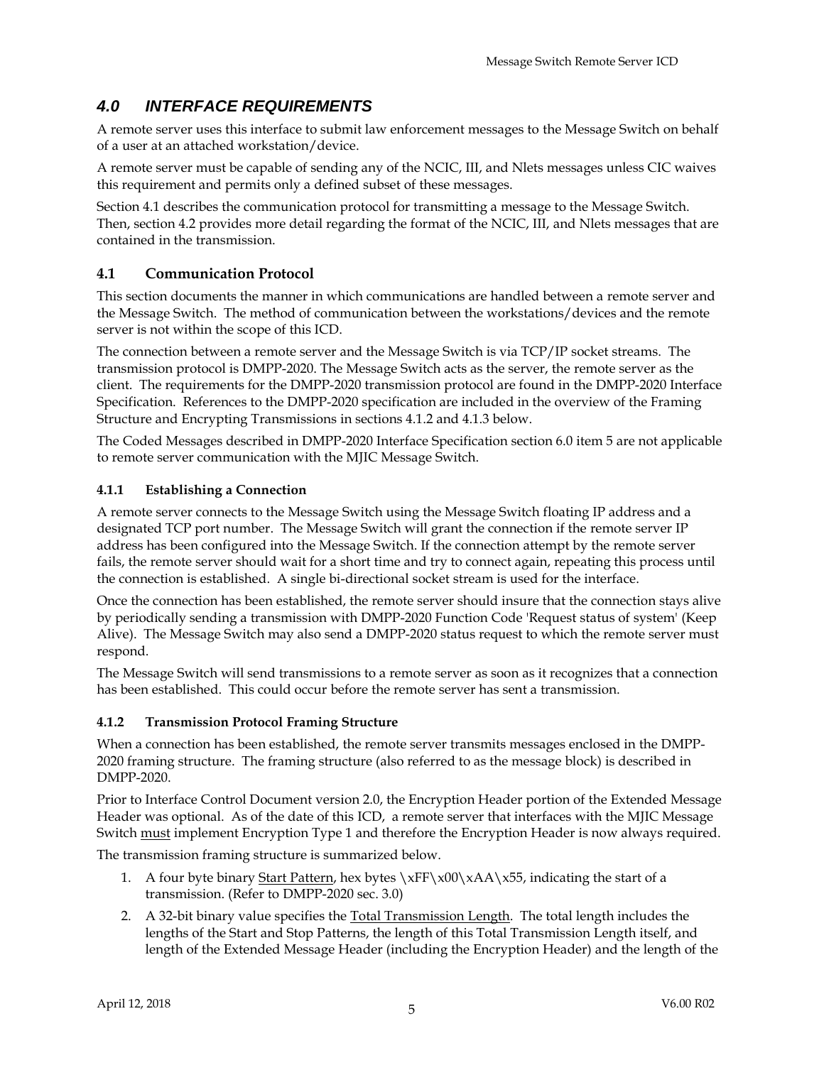# 4.0 INTERFACE REQUIREMENTS

A remote server uses this interface to submit law enforcement messages to the Message Switch on behalf of a user at an attached workstation/device.

A remote server must be capable of sending any of the NCIC, III, and Nlets messages unless CIC waives this requirement and permits only a defined subset of these messages.

Section 4.1 describes the communication protocol for transmitting a message to the Message Switch. Then, section 4.2 provides more detail regarding the format of the NCIC, III, and Nlets messages that are contained in the transmission.

## 4.1 Communication Protocol

This section documents the manner in which communications are handled between a remote server and the Message Switch. The method of communication between the workstations/devices and the remote server is not within the scope of this ICD.

The connection between a remote server and the Message Switch is via TCP/IP socket streams. The transmission protocol is DMPP-2020. The Message Switch acts as the server, the remote server as the client. The requirements for the DMPP-2020 transmission protocol are found in the DMPP-2020 Interface Specification. References to the DMPP-2020 specification are included in the overview of the Framing Structure and Encrypting Transmissions in sections 4.1.2 and 4.1.3 below.

The Coded Messages described in DMPP-2020 Interface Specification section 6.0 item 5 are not applicable to remote server communication with the MJIC Message Switch.

### 4.1.1 Establishing a Connection

A remote server connects to the Message Switch using the Message Switch floating IP address and a designated TCP port number. The Message Switch will grant the connection if the remote server IP address has been configured into the Message Switch. If the connection attempt by the remote server fails, the remote server should wait for a short time and try to connect again, repeating this process until the connection is established. A single bi-directional socket stream is used for the interface.

Once the connection has been established, the remote server should insure that the connection stays alive by periodically sending a transmission with DMPP-2020 Function Code 'Request status of system' (Keep Alive). The Message Switch may also send a DMPP-2020 status request to which the remote server must respond.

The Message Switch will send transmissions to a remote server as soon as it recognizes that a connection has been established. This could occur before the remote server has sent a transmission.

### 4.1.2 Transmission Protocol Framing Structure

When a connection has been established, the remote server transmits messages enclosed in the DMPP-2020 framing structure. The framing structure (also referred to as the message block) is described in DMPP-2020.

Prior to Interface Control Document version 2.0, the Encryption Header portion of the Extended Message Header was optional. As of the date of this ICD, a remote server that interfaces with the MJIC Message Switch <u>must</u> implement Encryption Type 1 and therefore the Encryption Header is now always required.

The transmission framing structure is summarized below.

1. A four byte binary <u>Start Pattern</u>, hex bytes \xFF\x00\xAA\x55, indicating the start of a transmission. (Refer to DMPP-2020 sec. 3.0)
2. A 32-bit binary value specifies the <u>Total Transmission Length</u>. The total length includes the lengths of the Start and Stop Patterns, the length of this Total Transmission Length itself, and length of the Extended Message Header (including the Encryption Header) and the length of the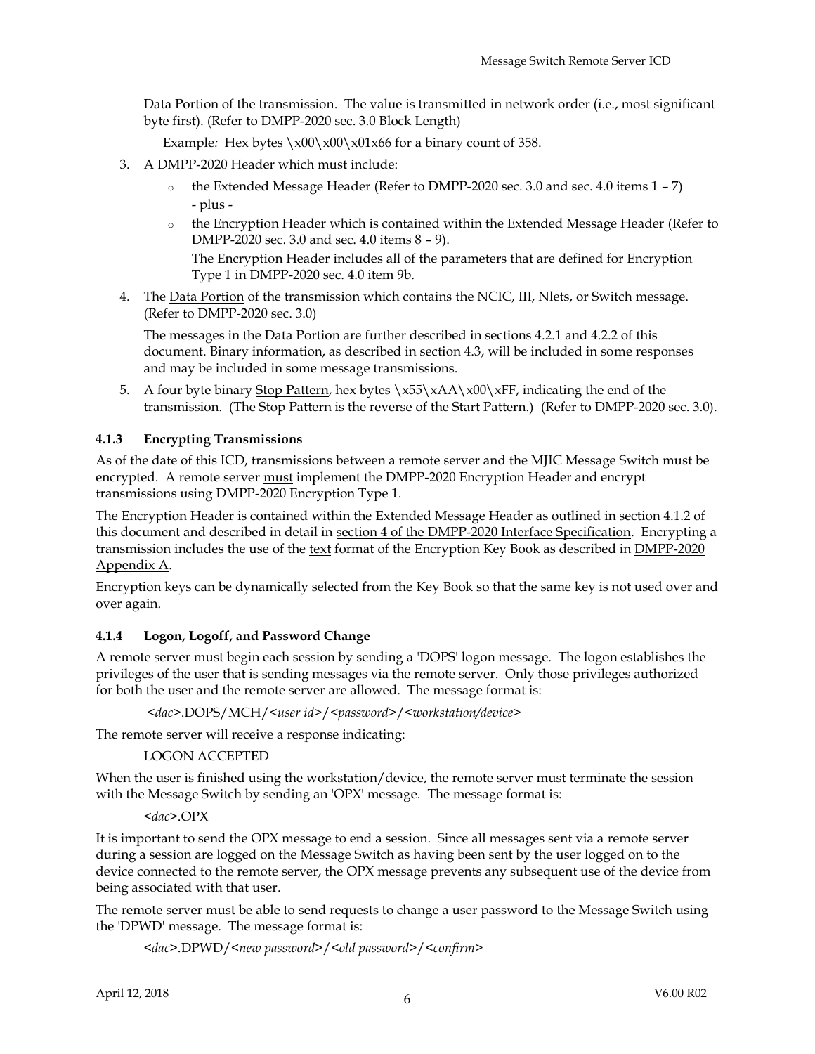Data Portion of the transmission. The value is transmitted in network order (i.e., most significant byte first). (Refer to DMPP-2020 sec. 3.0 Block Length)

Example: Hex bytes \x00\x00\x01x66 for a binary count of 358.

3. A DMPP-2020 Header which must include:
   - the Extended Message Header (Refer to DMPP-2020 sec. 3.0 and sec. 4.0 items 1 – 7) - plus -
   - the Encryption Header which is contained within the Extended Message Header (Refer to DMPP-2020 sec. 3.0 and sec. 4.0 items 8 – 9).

     The Encryption Header includes all of the parameters that are defined for Encryption Type 1 in DMPP-2020 sec. 4.0 item 9b.

4. The Data Portion of the transmission which contains the NCIC, III, Nlets, or Switch message. (Refer to DMPP-2020 sec. 3.0)

   The messages in the Data Portion are further described in sections 4.2.1 and 4.2.2 of this document. Binary information, as described in section 4.3, will be included in some responses and may be included in some message transmissions.

5. A four byte binary Stop Pattern, hex bytes \x55\xAA\x00\xFF, indicating the end of the transmission. (The Stop Pattern is the reverse of the Start Pattern.) (Refer to DMPP-2020 sec. 3.0).

### 4.1.3 Encrypting Transmissions

As of the date of this ICD, transmissions between a remote server and the MJIC Message Switch must be encrypted. A remote server must implement the DMPP-2020 Encryption Header and encrypt transmissions using DMPP-2020 Encryption Type 1.

The Encryption Header is contained within the Extended Message Header as outlined in section 4.1.2 of this document and described in detail in section 4 of the DMPP-2020 Interface Specification. Encrypting a transmission includes the use of the text format of the Encryption Key Book as described in DMPP-2020 Appendix A.

Encryption keys can be dynamically selected from the Key Book so that the same key is not used over and over again.

### 4.1.4 Logon, Logoff, and Password Change

A remote server must begin each session by sending a 'DOPS' logon message. The logon establishes the privileges of the user that is sending messages via the remote server. Only those privileges authorized for both the user and the remote server are allowed. The message format is:

<*dac*>.DOPS/MCH/<*user id*>/<*password*>/<*workstation/device*>

The remote server will receive a response indicating:

LOGON ACCEPTED

When the user is finished using the workstation/device, the remote server must terminate the session with the Message Switch by sending an 'OPX' message. The message format is:

<*dac*>.OPX

It is important to send the OPX message to end a session. Since all messages sent via a remote server during a session are logged on the Message Switch as having been sent by the user logged on to the device connected to the remote server, the OPX message prevents any subsequent use of the device from being associated with that user.

The remote server must be able to send requests to change a user password to the Message Switch using the 'DPWD' message. The message format is:

<*dac*>.DPWD/<*new password*>/<*old password*>/<*confirm*>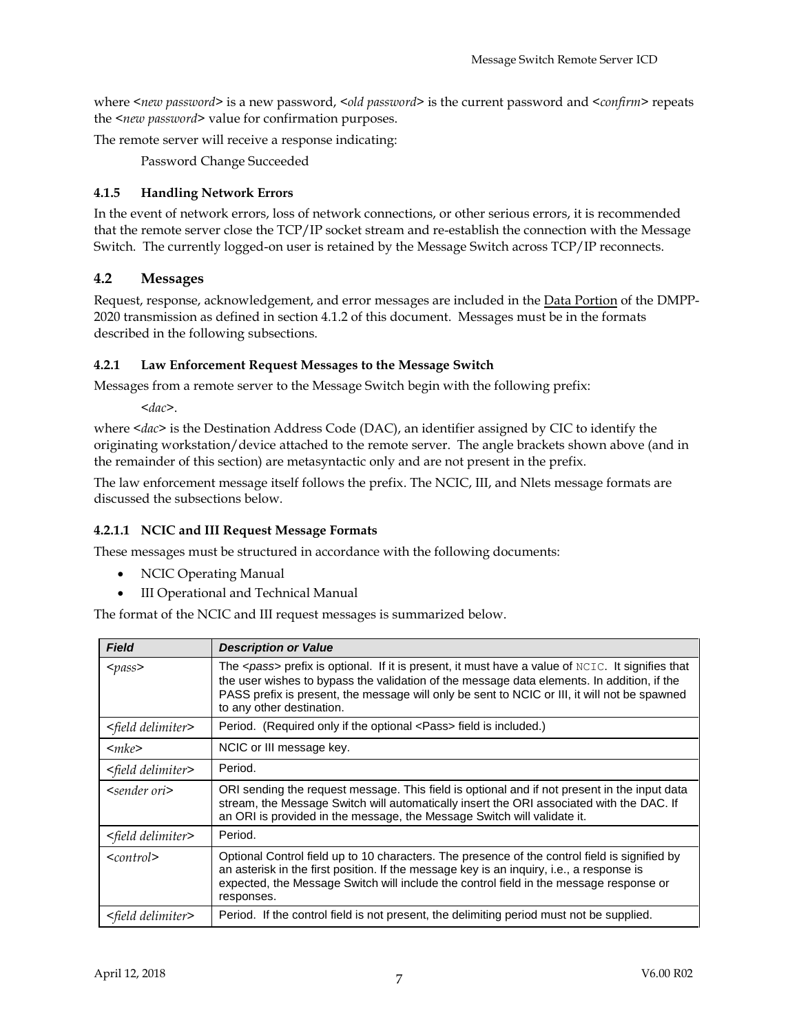where <*new password*> is a new password, <*old password*> is the current password and <*confirm*> repeats the <*new password*> value for confirmation purposes.

The remote server will receive a response indicating:

Password Change Succeeded

#### 4.1.5 Handling Network Errors

In the event of network errors, loss of network connections, or other serious errors, it is recommended that the remote server close the TCP/IP socket stream and re-establish the connection with the Message Switch. The currently logged-on user is retained by the Message Switch across TCP/IP reconnects.

### 4.2 Messages

Request, response, acknowledgement, and error messages are included in the Data Portion of the DMPP-2020 transmission as defined in section 4.1.2 of this document. Messages must be in the formats described in the following subsections.

#### 4.2.1 Law Enforcement Request Messages to the Message Switch

Messages from a remote server to the Message Switch begin with the following prefix:

<*dac*>.

where <*dac*> is the Destination Address Code (DAC), an identifier assigned by CIC to identify the originating workstation/device attached to the remote server. The angle brackets shown above (and in the remainder of this section) are metasyntactic only and are not present in the prefix.

The law enforcement message itself follows the prefix. The NCIC, III, and Nlets message formats are discussed the subsections below.

##### 4.2.1.1 NCIC and III Request Message Formats

These messages must be structured in accordance with the following documents:

- NCIC Operating Manual
- III Operational and Technical Manual

The format of the NCIC and III request messages is summarized below.

| *Field* | *Description or Value* |
|---|---|
| <*pass*> | The <*pass*> prefix is optional. If it is present, it must have a value of `NCIC`. It signifies that the user wishes to bypass the validation of the message data elements. In addition, if the PASS prefix is present, the message will only be sent to NCIC or III, it will not be spawned to any other destination. |
| <*field delimiter*> | Period. (Required only if the optional <Pass> field is included.) |
| <*mke*> | NCIC or III message key. |
| <*field delimiter*> | Period. |
| <*sender ori*> | ORI sending the request message. This field is optional and if not present in the input data stream, the Message Switch will automatically insert the ORI associated with the DAC. If an ORI is provided in the message, the Message Switch will validate it. |
| <*field delimiter*> | Period. |
| <*control*> | Optional Control field up to 10 characters. The presence of the control field is signified by an asterisk in the first position. If the message key is an inquiry, i.e., a response is expected, the Message Switch will include the control field in the message response or responses. |
| <*field delimiter*> | Period. If the control field is not present, the delimiting period must not be supplied. |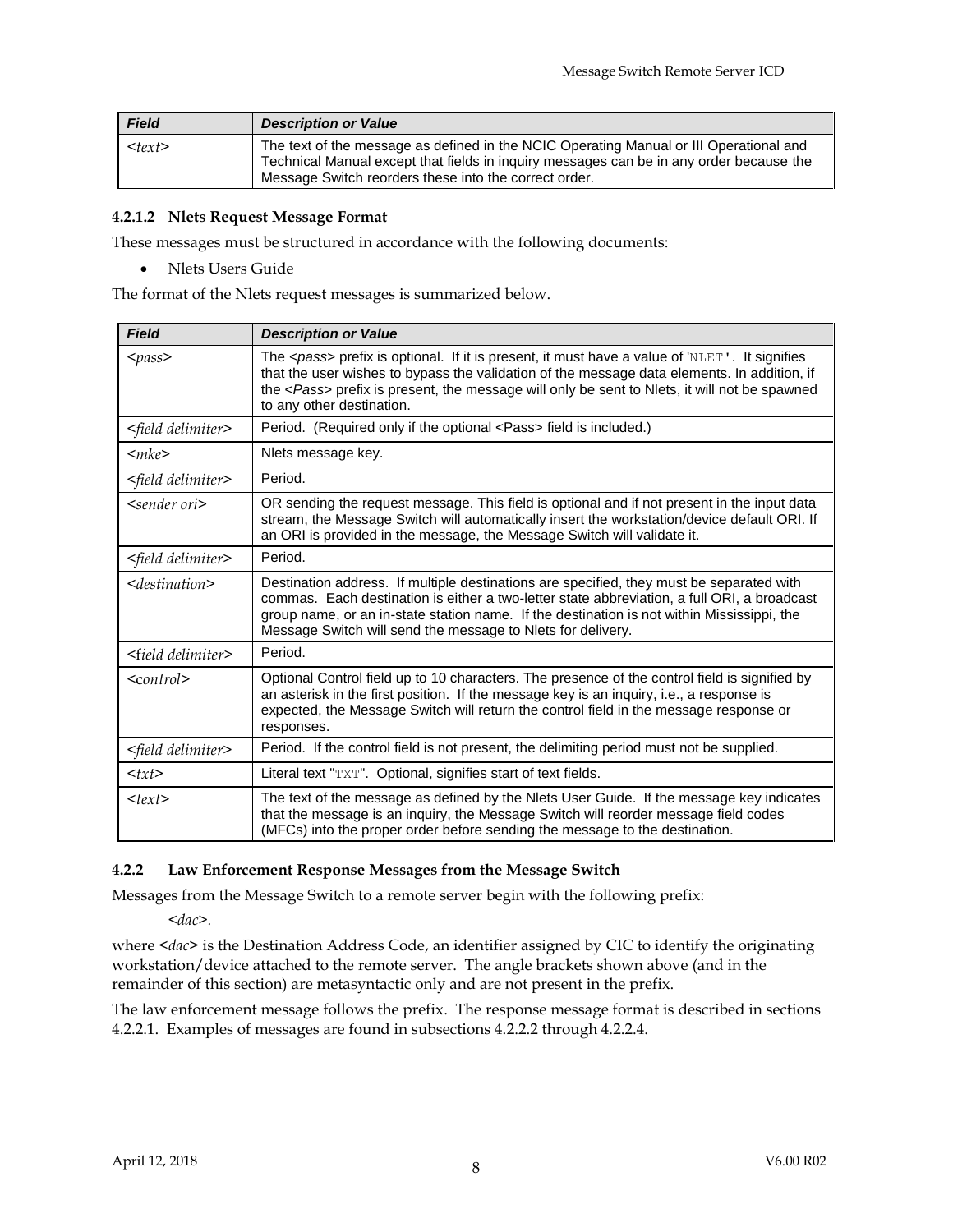| Field | Description or Value |
|---|---|
| *<text>* | The text of the message as defined in the NCIC Operating Manual or III Operational and Technical Manual except that fields in inquiry messages can be in any order because the Message Switch reorders these into the correct order. |

#### 4.2.1.2 Nlets Request Message Format

These messages must be structured in accordance with the following documents:

- Nlets Users Guide

The format of the Nlets request messages is summarized below.

| Field | Description or Value |
|---|---|
| *<pass>* | The *<pass>* prefix is optional. If it is present, it must have a value of '`NLET`'. It signifies that the user wishes to bypass the validation of the message data elements. In addition, if the *<Pass>* prefix is present, the message will only be sent to Nlets, it will not be spawned to any other destination. |
| *<field delimiter>* | Period. (Required only if the optional <Pass> field is included.) |
| *<mke>* | Nlets message key. |
| *<field delimiter>* | Period. |
| *<sender ori>* | OR sending the request message. This field is optional and if not present in the input data stream, the Message Switch will automatically insert the workstation/device default ORI. If an ORI is provided in the message, the Message Switch will validate it. |
| *<field delimiter>* | Period. |
| *<destination>* | Destination address. If multiple destinations are specified, they must be separated with commas. Each destination is either a two-letter state abbreviation, a full ORI, a broadcast group name, or an in-state station name. If the destination is not within Mississippi, the Message Switch will send the message to Nlets for delivery. |
| *<field delimiter>* | Period. |
| *<control>* | Optional Control field up to 10 characters. The presence of the control field is signified by an asterisk in the first position. If the message key is an inquiry, i.e., a response is expected, the Message Switch will return the control field in the message response or responses. |
| *<field delimiter>* | Period. If the control field is not present, the delimiting period must not be supplied. |
| *<txt>* | Literal text "`TXT`". Optional, signifies start of text fields. |
| *<text>* | The text of the message as defined by the Nlets User Guide. If the message key indicates that the message is an inquiry, the Message Switch will reorder message field codes (MFCs) into the proper order before sending the message to the destination. |

### 4.2.2 Law Enforcement Response Messages from the Message Switch

Messages from the Message Switch to a remote server begin with the following prefix:

<*dac*>.

where <*dac*> is the Destination Address Code, an identifier assigned by CIC to identify the originating workstation/device attached to the remote server. The angle brackets shown above (and in the remainder of this section) are metasyntactic only and are not present in the prefix.

The law enforcement message follows the prefix. The response message format is described in sections 4.2.2.1. Examples of messages are found in subsections 4.2.2.2 through 4.2.2.4.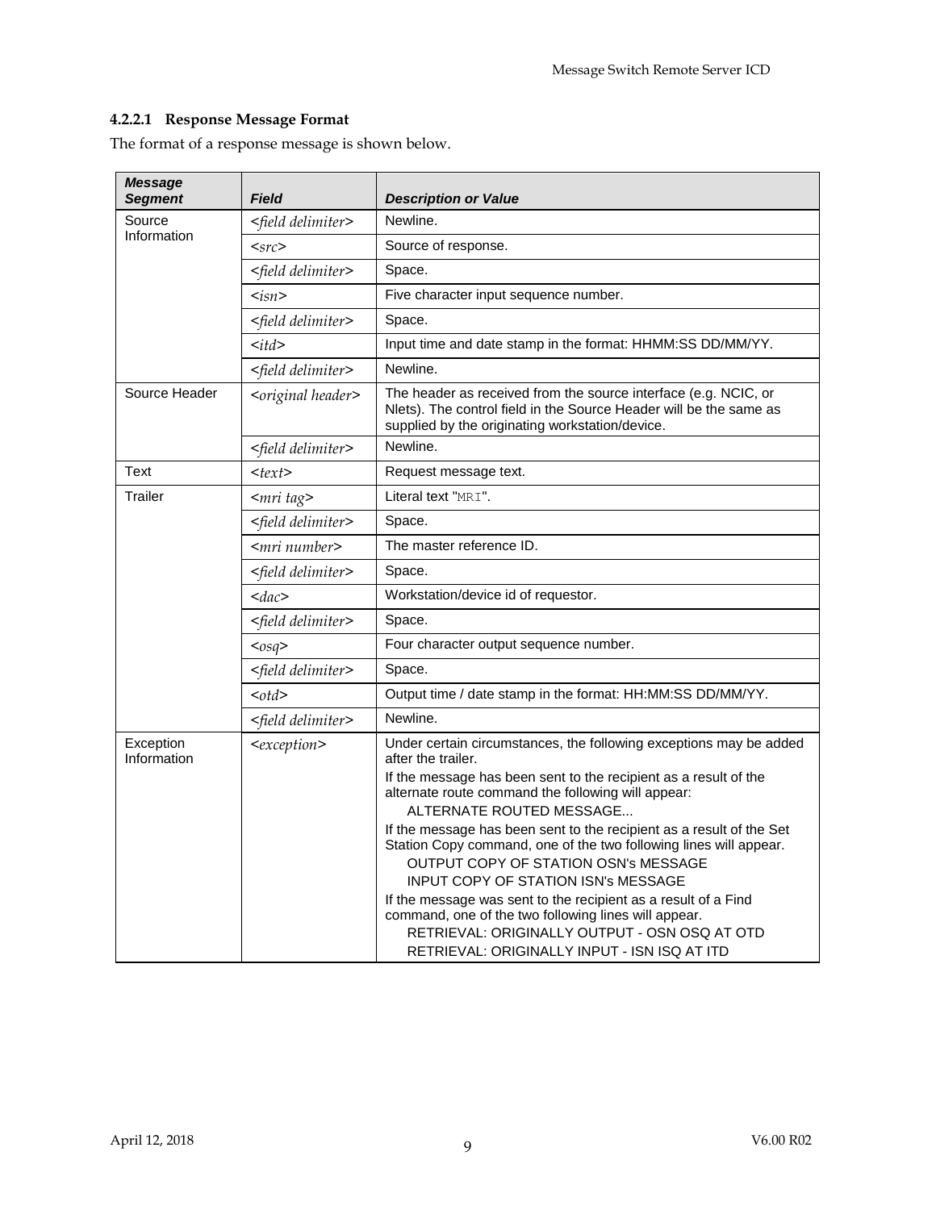#### 4.2.2.1 Response Message Format

The format of a response message is shown below.

| *Message Segment* | *Field* | *Description or Value* |
|---|---|---|
| Source Information | *<field delimiter>* | Newline. |
| | *<src>* | Source of response. |
| | *<field delimiter>* | Space. |
| | *<isn>* | Five character input sequence number. |
| | *<field delimiter>* | Space. |
| | *<itd>* | Input time and date stamp in the format: HHMM:SS DD/MM/YY. |
| | *<field delimiter>* | Newline. |
| Source Header | *<original header>* | The header as received from the source interface (e.g. NCIC, or Nlets). The control field in the Source Header will be the same as supplied by the originating workstation/device. |
| | *<field delimiter>* | Newline. |
| Text | *<text>* | Request message text. |
| Trailer | *<mri tag>* | Literal text "`MRI`". |
| | *<field delimiter>* | Space. |
| | *<mri number>* | The master reference ID. |
| | *<field delimiter>* | Space. |
| | *<dac>* | Workstation/device id of requestor. |
| | *<field delimiter>* | Space. |
| | *<osq>* | Four character output sequence number. |
| | *<field delimiter>* | Space. |
| | *<otd>* | Output time / date stamp in the format: HH:MM:SS DD/MM/YY. |
| | *<field delimiter>* | Newline. |
| Exception Information | *<exception>* | Under certain circumstances, the following exceptions may be added after the trailer.<br>If the message has been sent to the recipient as a result of the alternate route command the following will appear:<br>ALTERNATE ROUTED MESSAGE...<br>If the message has been sent to the recipient as a result of the Set Station Copy command, one of the two following lines will appear.<br>OUTPUT COPY OF STATION OSN's MESSAGE<br>INPUT COPY OF STATION ISN's MESSAGE<br>If the message was sent to the recipient as a result of a Find command, one of the two following lines will appear.<br>RETRIEVAL: ORIGINALLY OUTPUT - OSN OSQ AT OTD<br>RETRIEVAL: ORIGINALLY INPUT - ISN ISQ AT ITD |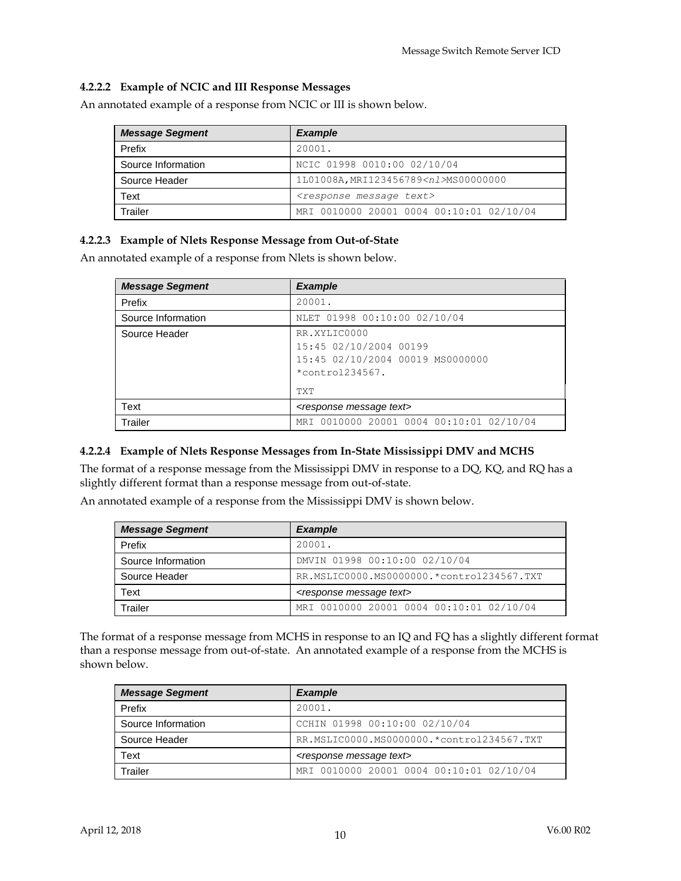#### 4.2.2.2 Example of NCIC and III Response Messages

An annotated example of a response from NCIC or III is shown below.

| Message Segment | Example |
|---|---|
| Prefix | 20001. |
| Source Information | NCIC 01998 0010:00 02/10/04 |
| Source Header | 1L01008A,MRI123456789<nl>MS00000000 |
| Text | <response message text> |
| Trailer | MRI 0010000 20001 0004 00:10:01 02/10/04 |

#### 4.2.2.3 Example of Nlets Response Message from Out-of-State

An annotated example of a response from Nlets is shown below.

| Message Segment | Example |
|---|---|
| Prefix | 20001. |
| Source Information | NLET 01998 00:10:00 02/10/04 |
| Source Header | RR.XYLIC0000<br>15:45 02/10/2004 00199<br>15:45 02/10/2004 00019 MS0000000<br>*control234567.<br>TXT |
| Text | <response message text> |
| Trailer | MRI 0010000 20001 0004 00:10:01 02/10/04 |

#### 4.2.2.4 Example of Nlets Response Messages from In-State Mississippi DMV and MCHS

The format of a response message from the Mississippi DMV in response to a DQ, KQ, and RQ has a slightly different format than a response message from out-of-state.

An annotated example of a response from the Mississippi DMV is shown below.

| Message Segment | Example |
|---|---|
| Prefix | 20001. |
| Source Information | DMVIN 01998 00:10:00 02/10/04 |
| Source Header | RR.MSLIC0000.MS0000000.*control234567.TXT |
| Text | <response message text> |
| Trailer | MRI 0010000 20001 0004 00:10:01 02/10/04 |

The format of a response message from MCHS in response to an IQ and FQ has a slightly different format than a response message from out-of-state. An annotated example of a response from the MCHS is shown below.

| Message Segment | Example |
|---|---|
| Prefix | 20001. |
| Source Information | CCHIN 01998 00:10:00 02/10/04 |
| Source Header | RR.MSLIC0000.MS0000000.*control234567.TXT |
| Text | <response message text> |
| Trailer | MRI 0010000 20001 0004 00:10:01 02/10/04 |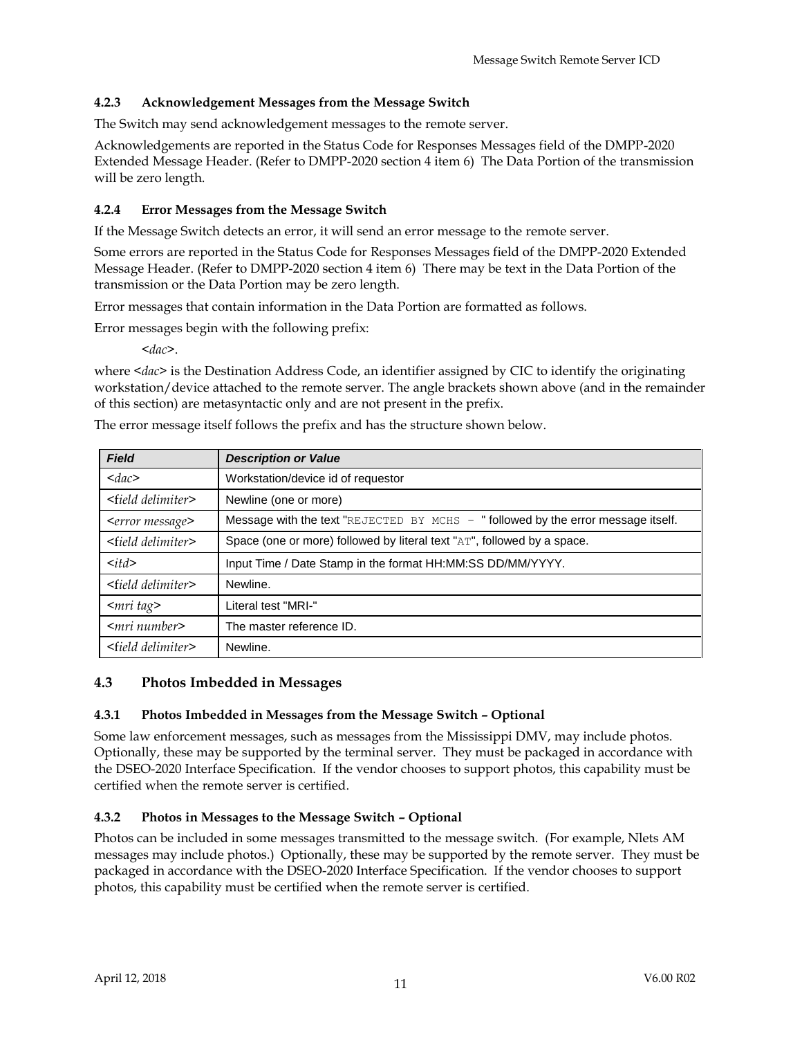#### 4.2.3 Acknowledgement Messages from the Message Switch

The Switch may send acknowledgement messages to the remote server.

Acknowledgements are reported in the Status Code for Responses Messages field of the DMPP-2020 Extended Message Header. (Refer to DMPP-2020 section 4 item 6) The Data Portion of the transmission will be zero length.

#### 4.2.4 Error Messages from the Message Switch

If the Message Switch detects an error, it will send an error message to the remote server.

Some errors are reported in the Status Code for Responses Messages field of the DMPP-2020 Extended Message Header. (Refer to DMPP-2020 section 4 item 6) There may be text in the Data Portion of the transmission or the Data Portion may be zero length.

Error messages that contain information in the Data Portion are formatted as follows.

Error messages begin with the following prefix:

<*dac*>.

where <*dac*> is the Destination Address Code, an identifier assigned by CIC to identify the originating workstation/device attached to the remote server. The angle brackets shown above (and in the remainder of this section) are metasyntactic only and are not present in the prefix.

The error message itself follows the prefix and has the structure shown below.

| ***Field*** | ***Description or Value*** |
|---|---|
| <*dac*> | Workstation/device id of requestor |
| <*field delimiter*> | Newline (one or more) |
| <*error message*> | Message with the text "`REJECTED BY MCHS – `" followed by the error message itself. |
| <*field delimiter*> | Space (one or more) followed by literal text "`AT`", followed by a space. |
| <*itd*> | Input Time / Date Stamp in the format HH:MM:SS DD/MM/YYYY. |
| <*field delimiter*> | Newline. |
| <*mri tag*> | Literal test "MRI-" |
| <*mri number*> | The master reference ID. |
| <*field delimiter*> | Newline. |

### 4.3 Photos Imbedded in Messages

#### 4.3.1 Photos Imbedded in Messages from the Message Switch – Optional

Some law enforcement messages, such as messages from the Mississippi DMV, may include photos. Optionally, these may be supported by the terminal server. They must be packaged in accordance with the DSEO-2020 Interface Specification. If the vendor chooses to support photos, this capability must be certified when the remote server is certified.

#### 4.3.2 Photos in Messages to the Message Switch – Optional

Photos can be included in some messages transmitted to the message switch. (For example, Nlets AM messages may include photos.) Optionally, these may be supported by the remote server. They must be packaged in accordance with the DSEO-2020 Interface Specification. If the vendor chooses to support photos, this capability must be certified when the remote server is certified.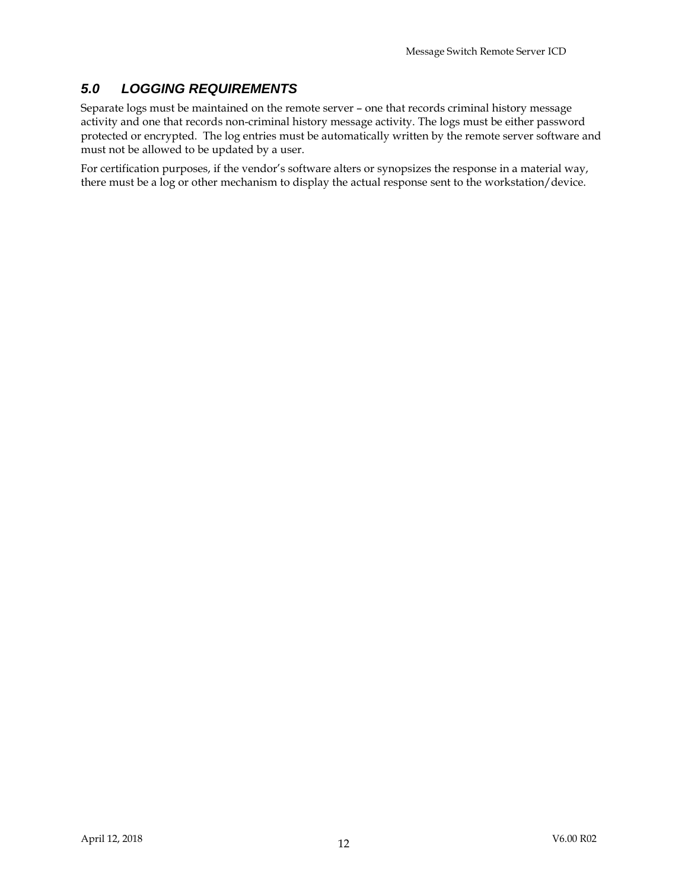## *5.0 LOGGING REQUIREMENTS*

Separate logs must be maintained on the remote server – one that records criminal history message activity and one that records non-criminal history message activity. The logs must be either password protected or encrypted. The log entries must be automatically written by the remote server software and must not be allowed to be updated by a user.

For certification purposes, if the vendor's software alters or synopsizes the response in a material way, there must be a log or other mechanism to display the actual response sent to the workstation/device.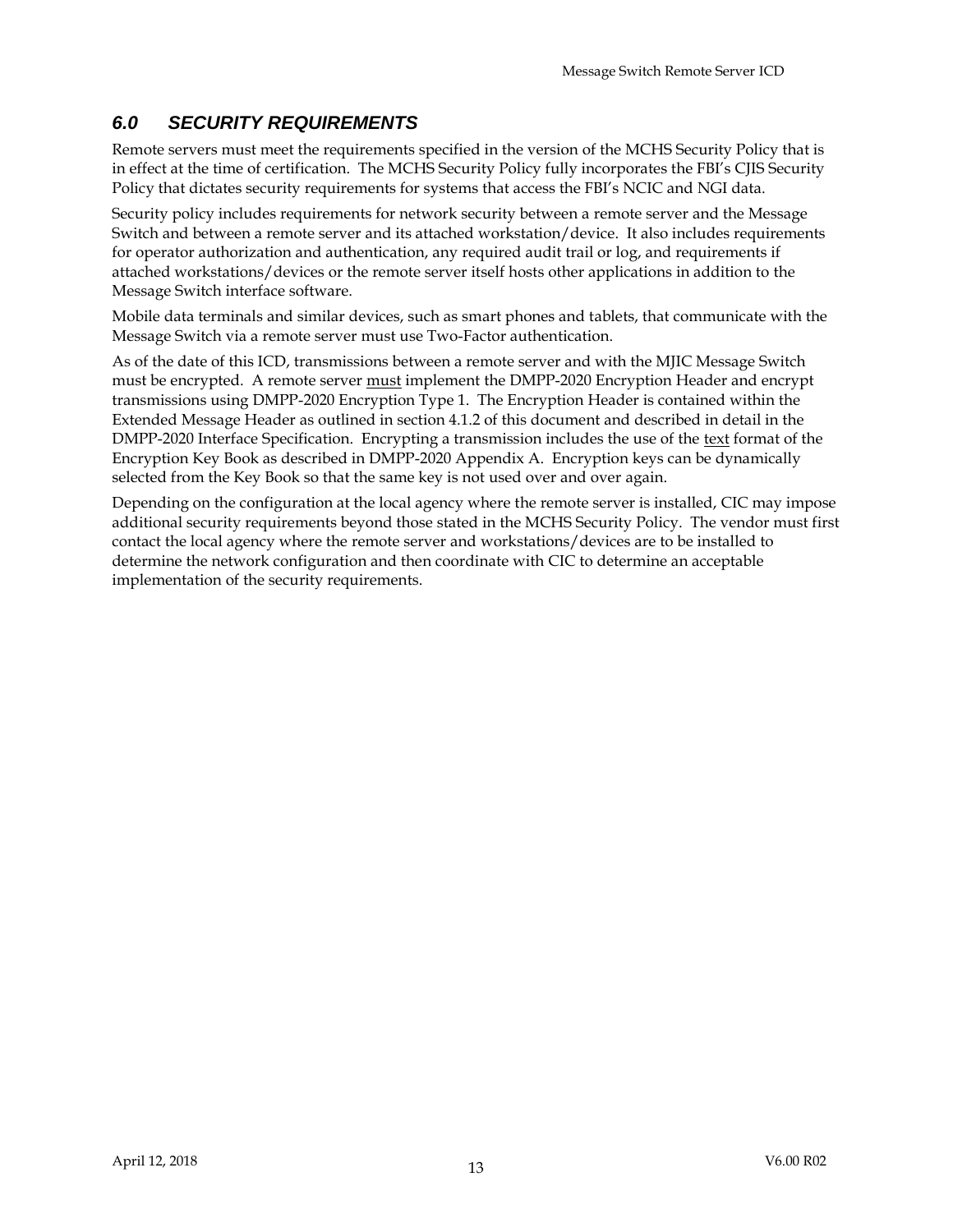## *6.0 SECURITY REQUIREMENTS*

Remote servers must meet the requirements specified in the version of the MCHS Security Policy that is in effect at the time of certification. The MCHS Security Policy fully incorporates the FBI's CJIS Security Policy that dictates security requirements for systems that access the FBI's NCIC and NGI data.

Security policy includes requirements for network security between a remote server and the Message Switch and between a remote server and its attached workstation/device. It also includes requirements for operator authorization and authentication, any required audit trail or log, and requirements if attached workstations/devices or the remote server itself hosts other applications in addition to the Message Switch interface software.

Mobile data terminals and similar devices, such as smart phones and tablets, that communicate with the Message Switch via a remote server must use Two-Factor authentication.

As of the date of this ICD, transmissions between a remote server and with the MJIC Message Switch must be encrypted. A remote server <u>must</u> implement the DMPP-2020 Encryption Header and encrypt transmissions using DMPP-2020 Encryption Type 1. The Encryption Header is contained within the Extended Message Header as outlined in section 4.1.2 of this document and described in detail in the DMPP-2020 Interface Specification. Encrypting a transmission includes the use of the <u>text</u> format of the Encryption Key Book as described in DMPP-2020 Appendix A. Encryption keys can be dynamically selected from the Key Book so that the same key is not used over and over again.

Depending on the configuration at the local agency where the remote server is installed, CIC may impose additional security requirements beyond those stated in the MCHS Security Policy. The vendor must first contact the local agency where the remote server and workstations/devices are to be installed to determine the network configuration and then coordinate with CIC to determine an acceptable implementation of the security requirements.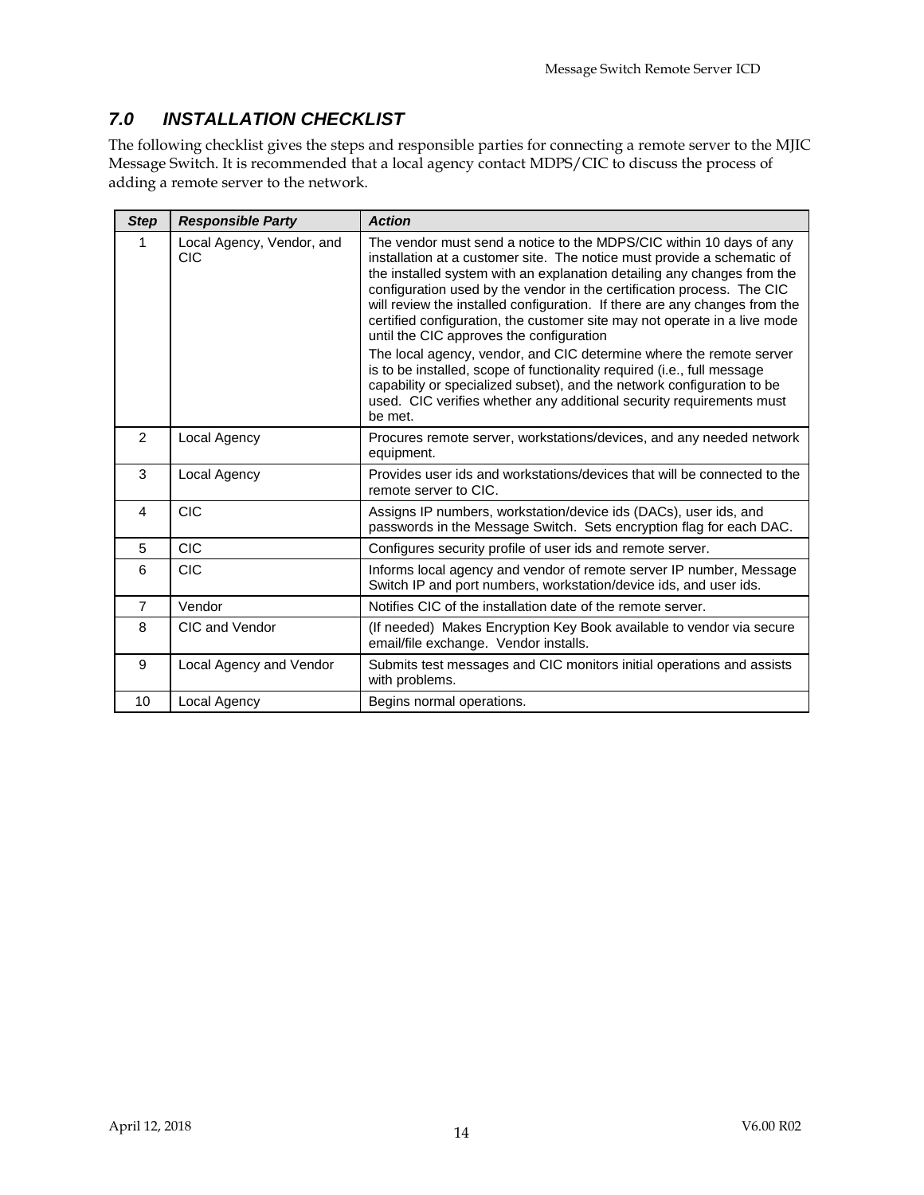## *7.0 INSTALLATION CHECKLIST*

The following checklist gives the steps and responsible parties for connecting a remote server to the MJIC Message Switch. It is recommended that a local agency contact MDPS/CIC to discuss the process of adding a remote server to the network.

| *Step* | *Responsible Party* | *Action* |
|---|---|---|
| 1 | Local Agency, Vendor, and CIC | The vendor must send a notice to the MDPS/CIC within 10 days of any installation at a customer site. The notice must provide a schematic of the installed system with an explanation detailing any changes from the configuration used by the vendor in the certification process. The CIC will review the installed configuration. If there are any changes from the certified configuration, the customer site may not operate in a live mode until the CIC approves the configuration<br>The local agency, vendor, and CIC determine where the remote server is to be installed, scope of functionality required (i.e., full message capability or specialized subset), and the network configuration to be used. CIC verifies whether any additional security requirements must be met. |
| 2 | Local Agency | Procures remote server, workstations/devices, and any needed network equipment. |
| 3 | Local Agency | Provides user ids and workstations/devices that will be connected to the remote server to CIC. |
| 4 | CIC | Assigns IP numbers, workstation/device ids (DACs), user ids, and passwords in the Message Switch. Sets encryption flag for each DAC. |
| 5 | CIC | Configures security profile of user ids and remote server. |
| 6 | CIC | Informs local agency and vendor of remote server IP number, Message Switch IP and port numbers, workstation/device ids, and user ids. |
| 7 | Vendor | Notifies CIC of the installation date of the remote server. |
| 8 | CIC and Vendor | (If needed) Makes Encryption Key Book available to vendor via secure email/file exchange. Vendor installs. |
| 9 | Local Agency and Vendor | Submits test messages and CIC monitors initial operations and assists with problems. |
| 10 | Local Agency | Begins normal operations. |